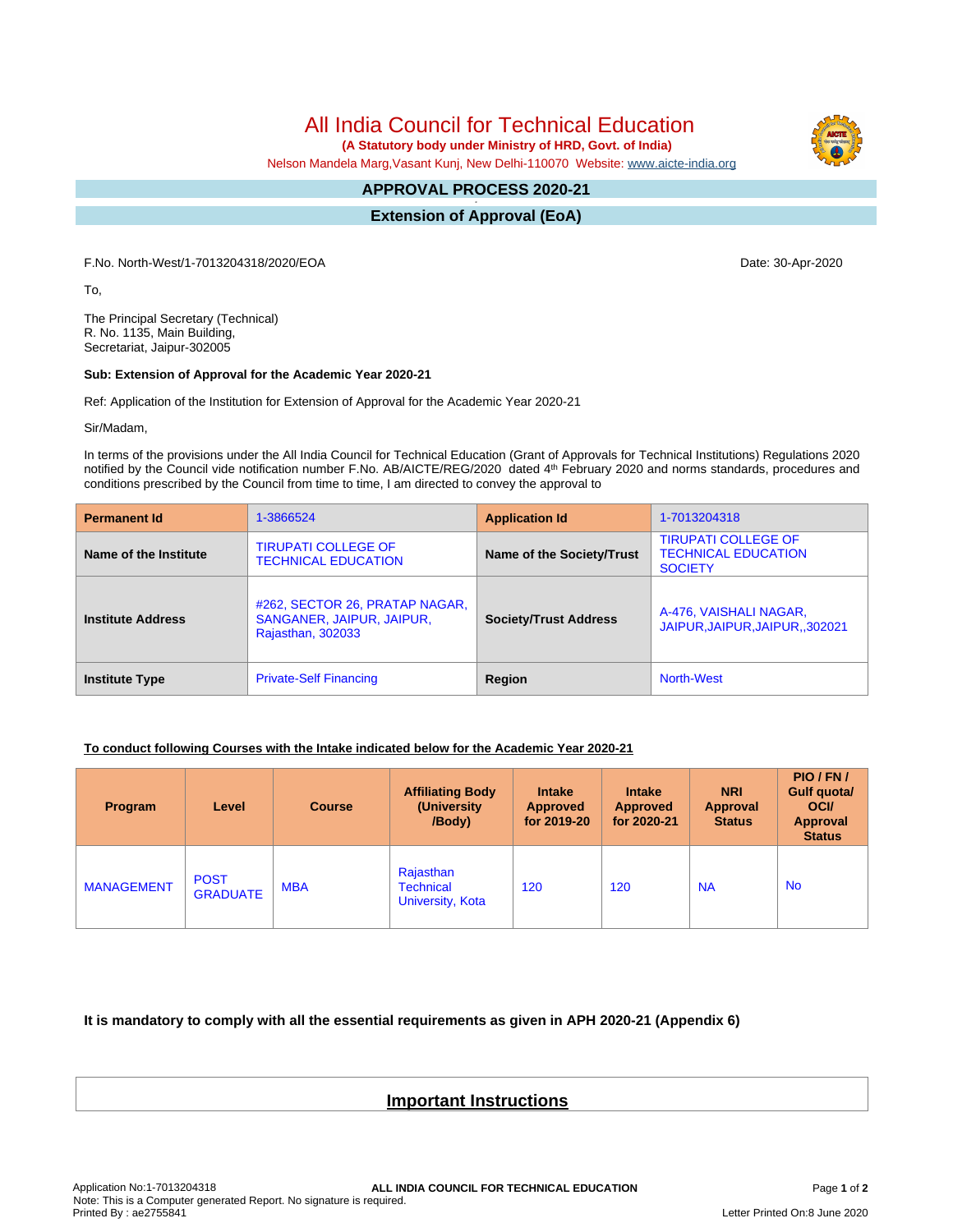# All India Council for Technical Education

**(A Statutory body under Ministry of HRD, Govt. of India)**

Nelson Mandela Marg,Vasant Kunj, New Delhi-110070 Website: www.aicte-india.org

## APPROVAL PROCESS 2020-21

## Extension of Approval (EoA)

F.No. North-West/1-7013204318/2020/EOA

Date: 30-Apr-2020

To,

The Principal Secretary (Technical)
R. No. 1135, Main Building,
Secretariat, Jaipur-302005

**Sub: Extension of Approval for the Academic Year 2020-21**

Ref: Application of the Institution for Extension of Approval for the Academic Year 2020-21

Sir/Madam,

In terms of the provisions under the All India Council for Technical Education (Grant of Approvals for Technical Institutions) Regulations 2020 notified by the Council vide notification number F.No. AB/AICTE/REG/2020 dated 4th February 2020 and norms standards, procedures and conditions prescribed by the Council from time to time, I am directed to convey the approval to

| **Permanent Id** | 1-3866524 | **Application Id** | 1-7013204318 |
|---|---|---|---|
| **Name of the Institute** | TIRUPATI COLLEGE OF TECHNICAL EDUCATION | **Name of the Society/Trust** | TIRUPATI COLLEGE OF TECHNICAL EDUCATION SOCIETY |
| **Institute Address** | #262, SECTOR 26, PRATAP NAGAR, SANGANER, JAIPUR, JAIPUR, Rajasthan, 302033 | **Society/Trust Address** | A-476, VAISHALI NAGAR, JAIPUR,JAIPUR,JAIPUR,,302021 |
| **Institute Type** | Private-Self Financing | **Region** | North-West |

**To conduct following Courses with the Intake indicated below for the Academic Year 2020-21**

| Program | Level | Course | Affiliating Body (University /Body) | Intake Approved for 2019-20 | Intake Approved for 2020-21 | NRI Approval Status | PIO / FN / Gulf quota/ OCI/ Approval Status |
|---|---|---|---|---|---|---|---|
| MANAGEMENT | POST GRADUATE | MBA | Rajasthan Technical University, Kota | 120 | 120 | NA | No |

**It is mandatory to comply with all the essential requirements as given in APH 2020-21 (Appendix 6)**

## Important Instructions

Application No:1-7013204318
Note: This is a Computer generated Report. No signature is required.
Printed By : ae2755841

Letter Printed On:8 June 2020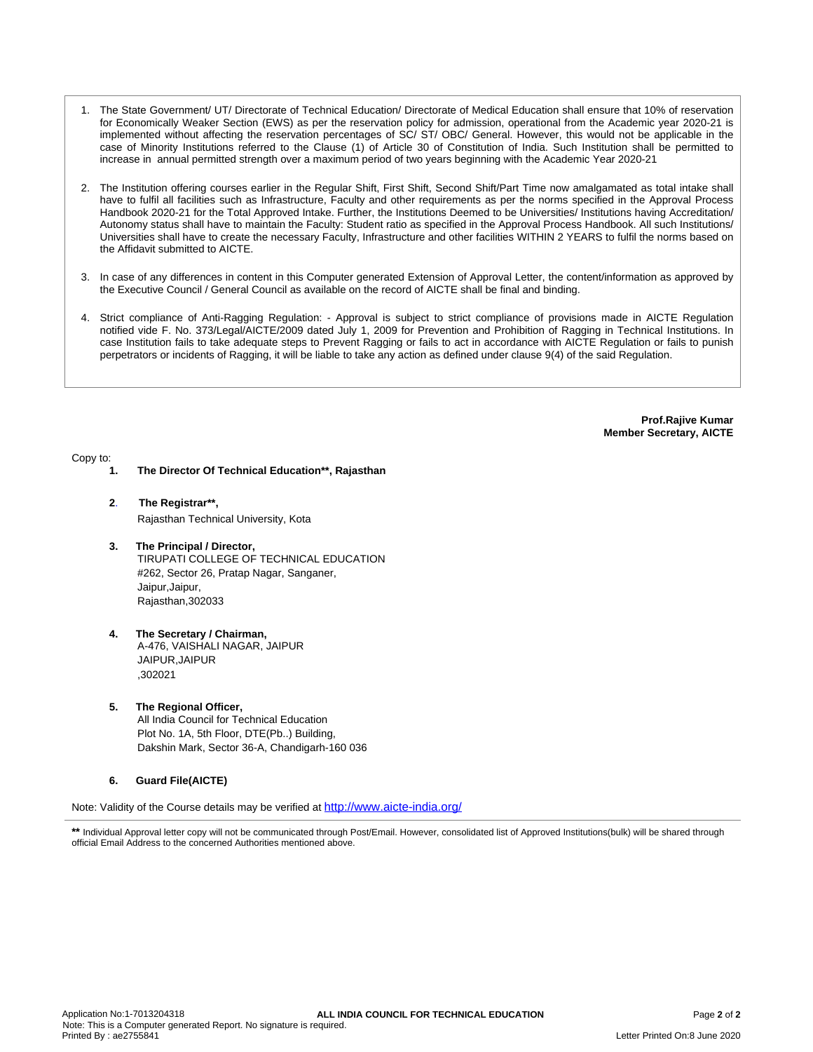1. The State Government/ UT/ Directorate of Technical Education/ Directorate of Medical Education shall ensure that 10% of reservation for Economically Weaker Section (EWS) as per the reservation policy for admission, operational from the Academic year 2020-21 is implemented without affecting the reservation percentages of SC/ ST/ OBC/ General. However, this would not be applicable in the case of Minority Institutions referred to the Clause (1) of Article 30 of Constitution of India. Such Institution shall be permitted to increase in annual permitted strength over a maximum period of two years beginning with the Academic Year 2020-21

2. The Institution offering courses earlier in the Regular Shift, First Shift, Second Shift/Part Time now amalgamated as total intake shall have to fulfil all facilities such as Infrastructure, Faculty and other requirements as per the norms specified in the Approval Process Handbook 2020-21 for the Total Approved Intake. Further, the Institutions Deemed to be Universities/ Institutions having Accreditation/ Autonomy status shall have to maintain the Faculty: Student ratio as specified in the Approval Process Handbook. All such Institutions/ Universities shall have to create the necessary Faculty, Infrastructure and other facilities WITHIN 2 YEARS to fulfil the norms based on the Affidavit submitted to AICTE.

3. In case of any differences in content in this Computer generated Extension of Approval Letter, the content/information as approved by the Executive Council / General Council as available on the record of AICTE shall be final and binding.

4. Strict compliance of Anti-Ragging Regulation: - Approval is subject to strict compliance of provisions made in AICTE Regulation notified vide F. No. 373/Legal/AICTE/2009 dated July 1, 2009 for Prevention and Prohibition of Ragging in Technical Institutions. In case Institution fails to take adequate steps to Prevent Ragging or fails to act in accordance with AICTE Regulation or fails to punish perpetrators or incidents of Ragging, it will be liable to take any action as defined under clause 9(4) of the said Regulation.

**Prof.Rajive Kumar**
**Member Secretary, AICTE**

Copy to:

1. **The Director Of Technical Education\*\*, Rajasthan**

2. **The Registrar\*\*,**
   Rajasthan Technical University, Kota

3. **The Principal / Director,**
   TIRUPATI COLLEGE OF TECHNICAL EDUCATION
   #262, Sector 26, Pratap Nagar, Sanganer,
   Jaipur,Jaipur,
   Rajasthan,302033

4. **The Secretary / Chairman,**
   A-476, VAISHALI NAGAR, JAIPUR
   JAIPUR,JAIPUR
   ,302021

5. **The Regional Officer,**
   All India Council for Technical Education
   Plot No. 1A, 5th Floor, DTE(Pb..) Building,
   Dakshin Mark, Sector 36-A, Chandigarh-160 036

6. **Guard File(AICTE)**

Note: Validity of the Course details may be verified at http://www.aicte-india.org/

**\*\*** Individual Approval letter copy will not be communicated through Post/Email. However, consolidated list of Approved Institutions(bulk) will be shared through official Email Address to the concerned Authorities mentioned above.

Application No:1-7013204318
Note: This is a Computer generated Report. No signature is required.
Printed By : ae2755841
Letter Printed On:8 June 2020